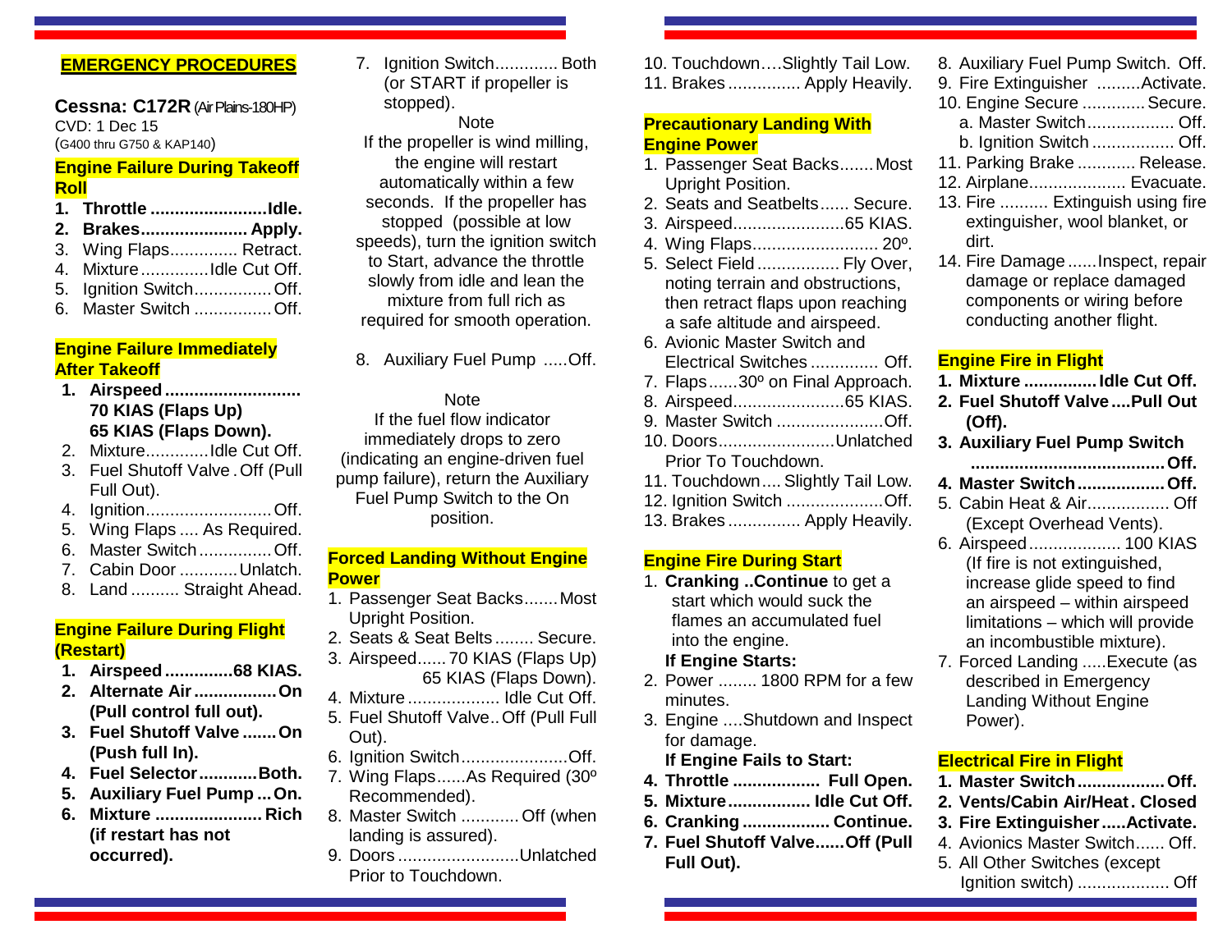## EMERGENCY PROCEDURES

**Cessna: C172R** (Air Plains-180HP)
CVD: 1 Dec 15
(G400 thru G750 & KAP140)

### Engine Failure During Takeoff Roll

1. **Throttle ........................Idle.**
2. **Brakes..................... Apply.**
3. Wing Flaps.............. Retract.
4. Mixture..............Idle Cut Off.
5. Ignition Switch................Off.
6. Master Switch ................Off.

### Engine Failure Immediately After Takeoff

1. **Airspeed ........................... 70 KIAS (Flaps Up) 65 KIAS (Flaps Down).**
2. Mixture.............Idle Cut Off.
3. Fuel Shutoff Valve . Off (Pull Full Out).
4. Ignition..........................Off.
5. Wing Flaps .... As Required.
6. Master Switch ..............Off.
7. Cabin Door ............Unlatch.
8. Land .......... Straight Ahead.

### Engine Failure During Flight (Restart)

1. **Airspeed ..............68 KIAS.**
2. **Alternate Air .................On (Pull control full out).**
3. **Fuel Shutoff Valve .......On (Push full In).**
4. **Fuel Selector............Both.**
5. **Auxiliary Fuel Pump ... On.**
6. **Mixture ...................... Rich (if restart has not occurred).**
7. Ignition Switch............. Both (or START if propeller is stopped).

Note

If the propeller is wind milling, the engine will restart automatically within a few seconds. If the propeller has stopped (possible at low speeds), turn the ignition switch to Start, advance the throttle slowly from idle and lean the mixture from full rich as required for smooth operation.

8. Auxiliary Fuel Pump .....Off.

Note

If the fuel flow indicator immediately drops to zero (indicating an engine-driven fuel pump failure), return the Auxiliary Fuel Pump Switch to the On position.

### Forced Landing Without Engine Power

1. Passenger Seat Backs.......Most Upright Position.
2. Seats & Seat Belts ........ Secure.
3. Airspeed...... 70 KIAS (Flaps Up) 65 KIAS (Flaps Down).
4. Mixture ................... Idle Cut Off.
5. Fuel Shutoff Valve.. Off (Pull Full Out).
6. Ignition Switch......................Off.
7. Wing Flaps......As Required (30º Recommended).
8. Master Switch ............ Off (when landing is assured).
9. Doors .........................Unlatched Prior to Touchdown.
10. Touchdown….Slightly Tail Low.
11. Brakes ............... Apply Heavily.

### Precautionary Landing With Engine Power

1. Passenger Seat Backs.......Most Upright Position.
2. Seats and Seatbelts...... Secure.
3. Airspeed.......................65 KIAS.
4. Wing Flaps.......................... 20º.
5. Select Field ................. Fly Over, noting terrain and obstructions, then retract flaps upon reaching a safe altitude and airspeed.
6. Avionic Master Switch and Electrical Switches .............. Off.
7. Flaps......30º on Final Approach.
8. Airspeed......................65 KIAS.
9. Master Switch ......................Off.
10. Doors........................Unlatched Prior To Touchdown.
11. Touchdown.... Slightly Tail Low.
12. Ignition Switch ....................Off.
13. Brakes ............... Apply Heavily.

### Engine Fire During Start

1. **Cranking ..Continue** to get a start which would suck the flames an accumulated fuel into the engine.

**If Engine Starts:**

2. Power ........ 1800 RPM for a few minutes.
3. Engine ....Shutdown and Inspect for damage.

**If Engine Fails to Start:**

4. **Throttle .................. Full Open.**
5. **Mixture................. Idle Cut Off.**
6. **Cranking .................. Continue.**
7. **Fuel Shutoff Valve......Off (Pull Full Out).**
8. Auxiliary Fuel Pump Switch. Off.
9. Fire Extinguisher .........Activate.
10. Engine Secure ............. Secure.
    a. Master Switch.................. Off.
    b. Ignition Switch ................. Off.
11. Parking Brake ............ Release.
12. Airplane.................... Evacuate.
13. Fire .......... Extinguish using fire extinguisher, wool blanket, or dirt.
14. Fire Damage ......Inspect, repair damage or replace damaged components or wiring before conducting another flight.

### Engine Fire in Flight

1. **Mixture ...............Idle Cut Off.**
2. **Fuel Shutoff Valve ....Pull Out (Off).**
3. **Auxiliary Fuel Pump Switch ........................................Off.**
4. **Master Switch .................Off.**
5. Cabin Heat & Air................. Off (Except Overhead Vents).
6. Airspeed................... 100 KIAS (If fire is not extinguished, increase glide speed to find an airspeed – within airspeed limitations – which will provide an incombustible mixture).
7. Forced Landing .....Execute (as described in Emergency Landing Without Engine Power).

### Electrical Fire in Flight

1. **Master Switch .................Off.**
2. **Vents/Cabin Air/Heat . Closed**
3. **Fire Extinguisher .....Activate.**
4. Avionics Master Switch...... Off.
5. All Other Switches (except Ignition switch) ................... Off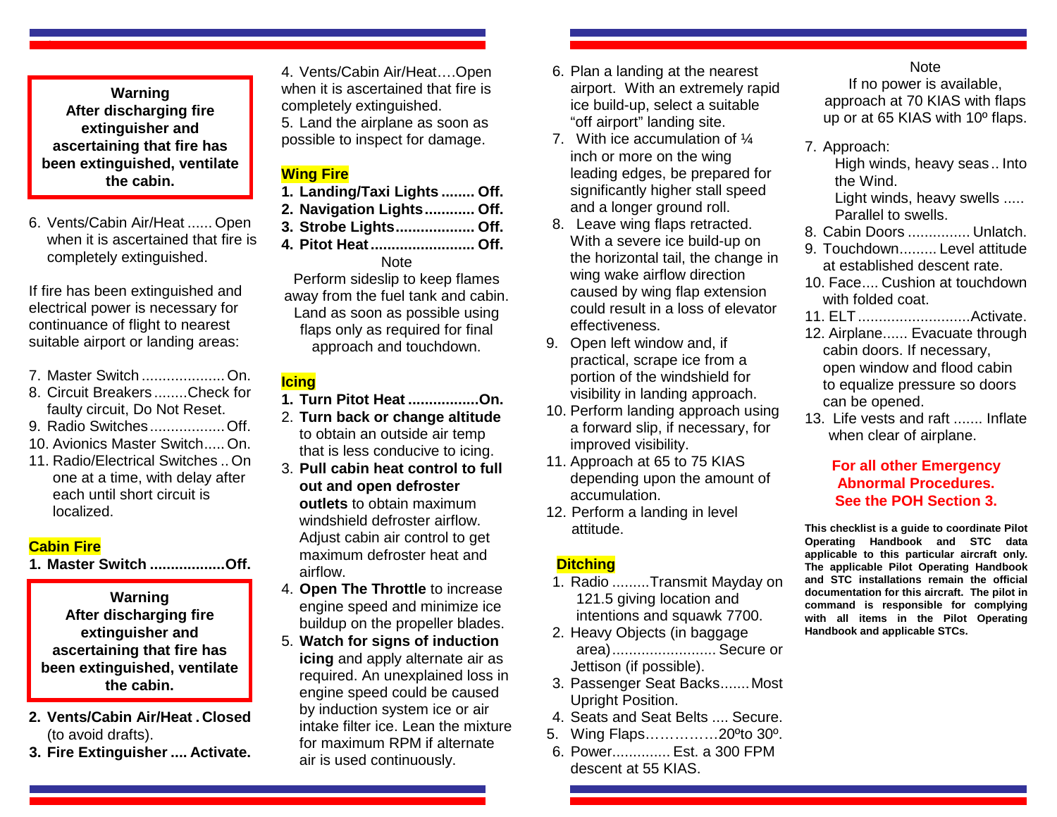> **Warning**
> **After discharging fire extinguisher and ascertaining that fire has been extinguished, ventilate the cabin.**

6. Vents/Cabin Air/Heat ...... Open when it is ascertained that fire is completely extinguished.

If fire has been extinguished and electrical power is necessary for continuance of flight to nearest suitable airport or landing areas:

7. Master Switch .................... On.
8. Circuit Breakers ........Check for faulty circuit, Do Not Reset.
9. Radio Switches .................. Off.
10. Avionics Master Switch..... On.
11. Radio/Electrical Switches .. On one at a time, with delay after each until short circuit is localized.

## Cabin Fire

1. **Master Switch ..................Off.**

> **Warning**
> **After discharging fire extinguisher and ascertaining that fire has been extinguished, ventilate the cabin.**

2. **Vents/Cabin Air/Heat . Closed** (to avoid drafts).
3. **Fire Extinguisher .... Activate.**
4. Vents/Cabin Air/Heat….Open when it is ascertained that fire is completely extinguished.
5. Land the airplane as soon as possible to inspect for damage.

## Wing Fire

1. **Landing/Taxi Lights ........ Off.**
2. **Navigation Lights............ Off.**
3. **Strobe Lights.................. Off.**
4. **Pitot Heat ......................... Off.**

Note
Perform sideslip to keep flames away from the fuel tank and cabin. Land as soon as possible using flaps only as required for final approach and touchdown.

## Icing

1. **Turn Pitot Heat .................On.**
2. **Turn back or change altitude** to obtain an outside air temp that is less conducive to icing.
3. **Pull cabin heat control to full out and open defroster outlets** to obtain maximum windshield defroster airflow. Adjust cabin air control to get maximum defroster heat and airflow.
4. **Open The Throttle** to increase engine speed and minimize ice buildup on the propeller blades.
5. **Watch for signs of induction icing** and apply alternate air as required. An unexplained loss in engine speed could be caused by induction system ice or air intake filter ice. Lean the mixture for maximum RPM if alternate air is used continuously.
6. Plan a landing at the nearest airport. With an extremely rapid ice build-up, select a suitable "off airport" landing site.
7. With ice accumulation of ¼ inch or more on the wing leading edges, be prepared for significantly higher stall speed and a longer ground roll.
8. Leave wing flaps retracted. With a severe ice build-up on the horizontal tail, the change in wing wake airflow direction caused by wing flap extension could result in a loss of elevator effectiveness.
9. Open left window and, if practical, scrape ice from a portion of the windshield for visibility in landing approach.
10. Perform landing approach using a forward slip, if necessary, for improved visibility.
11. Approach at 65 to 75 KIAS depending upon the amount of accumulation.
12. Perform a landing in level attitude.

## Ditching

1. Radio .........Transmit Mayday on 121.5 giving location and intentions and squawk 7700.
2. Heavy Objects (in baggage area)......................... Secure or Jettison (if possible).
3. Passenger Seat Backs.......Most Upright Position.
4. Seats and Seat Belts .... Secure.
5. Wing Flaps……………20ºto 30º.
6. Power............. Est. a 300 FPM descent at 55 KIAS.

Note
If no power is available, approach at 70 KIAS with flaps up or at 65 KIAS with 10º flaps.

7. Approach:
   High winds, heavy seas .. Into the Wind.
   Light winds, heavy swells ..... Parallel to swells.
8. Cabin Doors ............... Unlatch.
9. Touchdown......... Level attitude at established descent rate.
10. Face.... Cushion at touchdown with folded coat.
11. ELT ...........................Activate.
12. Airplane...... Evacuate through cabin doors. If necessary, open window and flood cabin to equalize pressure so doors can be opened.
13. Life vests and raft ....... Inflate when clear of airplane.

**For all other Emergency Abnormal Procedures. See the POH Section 3.**

**This checklist is a guide to coordinate Pilot Operating Handbook and STC data applicable to this particular aircraft only. The applicable Pilot Operating Handbook and STC installations remain the official documentation for this aircraft. The pilot in command is responsible for complying with all items in the Pilot Operating Handbook and applicable STCs.**